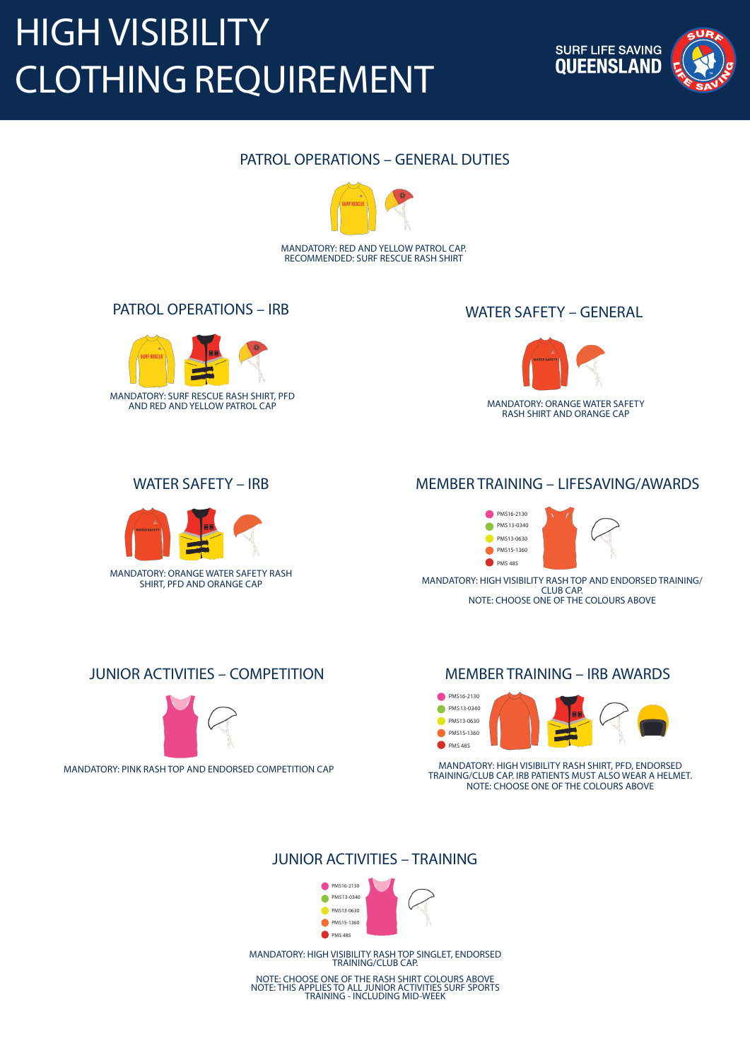# HIGH VISIBILITY CLOTHING REQUIREMENT

SURF LIFE SAVING QUEENSLAND

## PATROL OPERATIONS – GENERAL DUTIES

MANDATORY: RED AND YELLOW PATROL CAP.
RECOMMENDED: SURF RESCUE RASH SHIRT

## PATROL OPERATIONS – IRB

MANDATORY: SURF RESCUE RASH SHIRT, PFD AND RED AND YELLOW PATROL CAP

## WATER SAFETY – GENERAL

MANDATORY: ORANGE WATER SAFETY RASH SHIRT AND ORANGE CAP

## WATER SAFETY – IRB

MANDATORY: ORANGE WATER SAFETY RASH SHIRT, PFD AND ORANGE CAP

## MEMBER TRAINING – LIFESAVING/AWARDS

- PMS16-2130
- PMS13-0340
- PMS13-0630
- PMS15-1360
- PMS 485

MANDATORY: HIGH VISIBILITY RASH TOP AND ENDORSED TRAINING/CLUB CAP.
NOTE: CHOOSE ONE OF THE COLOURS ABOVE

## JUNIOR ACTIVITIES – COMPETITION

MANDATORY: PINK RASH TOP AND ENDORSED COMPETITION CAP

## MEMBER TRAINING – IRB AWARDS

- PMS16-2130
- PMS13-0340
- PMS13-0630
- PMS15-1360
- PMS 485

MANDATORY: HIGH VISIBILITY RASH SHIRT, PFD, ENDORSED TRAINING/CLUB CAP. IRB PATIENTS MUST ALSO WEAR A HELMET.
NOTE: CHOOSE ONE OF THE COLOURS ABOVE

## JUNIOR ACTIVITIES – TRAINING

- PMS16-2130
- PMS13-0340
- PMS13-0630
- PMS15-1360
- PMS 485

MANDATORY: HIGH VISIBILITY RASH TOP SINGLET, ENDORSED TRAINING/CLUB CAP.

NOTE: CHOOSE ONE OF THE RASH SHIRT COLOURS ABOVE
NOTE: THIS APPLIES TO ALL JUNIOR ACTIVITIES SURF SPORTS TRAINING - INCLUDING MID-WEEK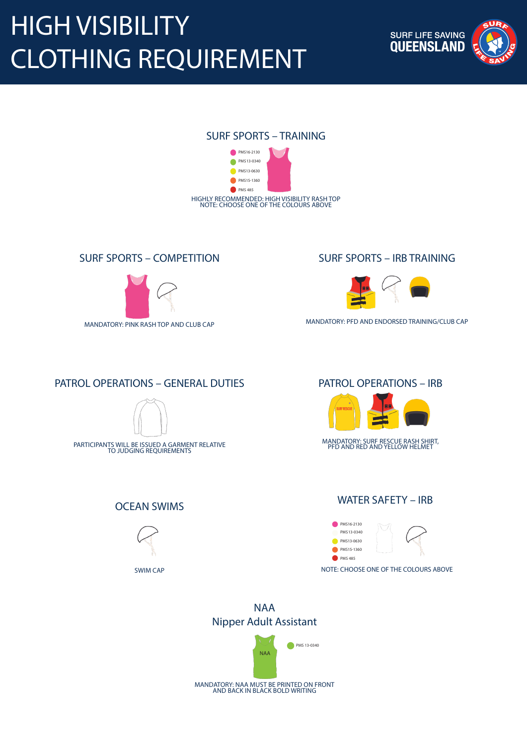# HIGH VISIBILITY CLOTHING REQUIREMENT

SURF LIFE SAVING QUEENSLAND

## SURF SPORTS – TRAINING

PMS16-2130
PMS13-0340
PMS13-0630
PMS15-1360
PMS 485

HIGHLY RECOMMENDED: HIGH VISIBILITY RASH TOP
NOTE: CHOOSE ONE OF THE COLOURS ABOVE

## SURF SPORTS – COMPETITION

MANDATORY: PINK RASH TOP AND CLUB CAP

## SURF SPORTS – IRB TRAINING

MANDATORY: PFD AND ENDORSED TRAINING/CLUB CAP

## PATROL OPERATIONS – GENERAL DUTIES

PARTICIPANTS WILL BE ISSUED A GARMENT RELATIVE TO JUDGING REQUIREMENTS

## PATROL OPERATIONS – IRB

SURF RESCUE

MANDATORY: SURF RESCUE RASH SHIRT, PFD AND RED AND YELLOW HELMET

## OCEAN SWIMS

SWIM CAP

## WATER SAFETY – IRB

PMS16-2130
PMS13-0340
PMS13-0630
PMS15-1360
PMS 485

NOTE: CHOOSE ONE OF THE COLOURS ABOVE

## NAA
## Nipper Adult Assistant

NAA

PMS 13-0340

MANDATORY: NAA MUST BE PRINTED ON FRONT AND BACK IN BLACK BOLD WRITING